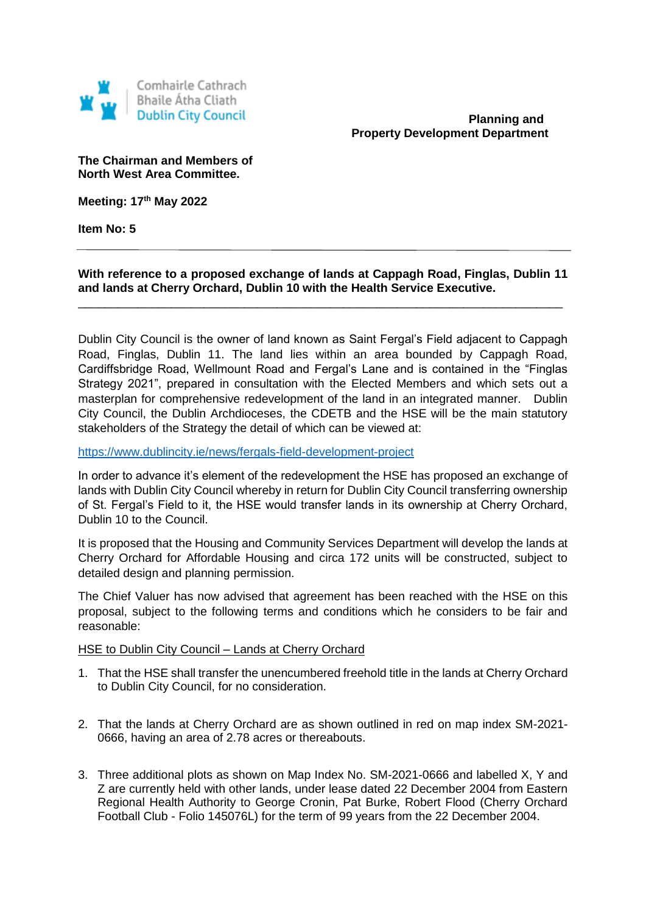Comhairle Cathrach Bhaile Átha Cliath
Dublin City Council

**Planning and Property Development Department**

**The Chairman and Members of North West Area Committee.**

**Meeting: 17th May 2022**

**Item No: 5**

---

**With reference to a proposed exchange of lands at Cappagh Road, Finglas, Dublin 11 and lands at Cherry Orchard, Dublin 10 with the Health Service Executive.**

---

Dublin City Council is the owner of land known as Saint Fergal's Field adjacent to Cappagh Road, Finglas, Dublin 11. The land lies within an area bounded by Cappagh Road, Cardiffsbridge Road, Wellmount Road and Fergal's Lane and is contained in the "Finglas Strategy 2021", prepared in consultation with the Elected Members and which sets out a masterplan for comprehensive redevelopment of the land in an integrated manner. Dublin City Council, the Dublin Archdioceses, the CDETB and the HSE will be the main statutory stakeholders of the Strategy the detail of which can be viewed at:

https://www.dublincity.ie/news/fergals-field-development-project

In order to advance it's element of the redevelopment the HSE has proposed an exchange of lands with Dublin City Council whereby in return for Dublin City Council transferring ownership of St. Fergal's Field to it, the HSE would transfer lands in its ownership at Cherry Orchard, Dublin 10 to the Council.

It is proposed that the Housing and Community Services Department will develop the lands at Cherry Orchard for Affordable Housing and circa 172 units will be constructed, subject to detailed design and planning permission.

The Chief Valuer has now advised that agreement has been reached with the HSE on this proposal, subject to the following terms and conditions which he considers to be fair and reasonable:

<u>HSE to Dublin City Council – Lands at Cherry Orchard</u>

1. That the HSE shall transfer the unencumbered freehold title in the lands at Cherry Orchard to Dublin City Council, for no consideration.

2. That the lands at Cherry Orchard are as shown outlined in red on map index SM-2021-0666, having an area of 2.78 acres or thereabouts.

3. Three additional plots as shown on Map Index No. SM-2021-0666 and labelled X, Y and Z are currently held with other lands, under lease dated 22 December 2004 from Eastern Regional Health Authority to George Cronin, Pat Burke, Robert Flood (Cherry Orchard Football Club - Folio 145076L) for the term of 99 years from the 22 December 2004.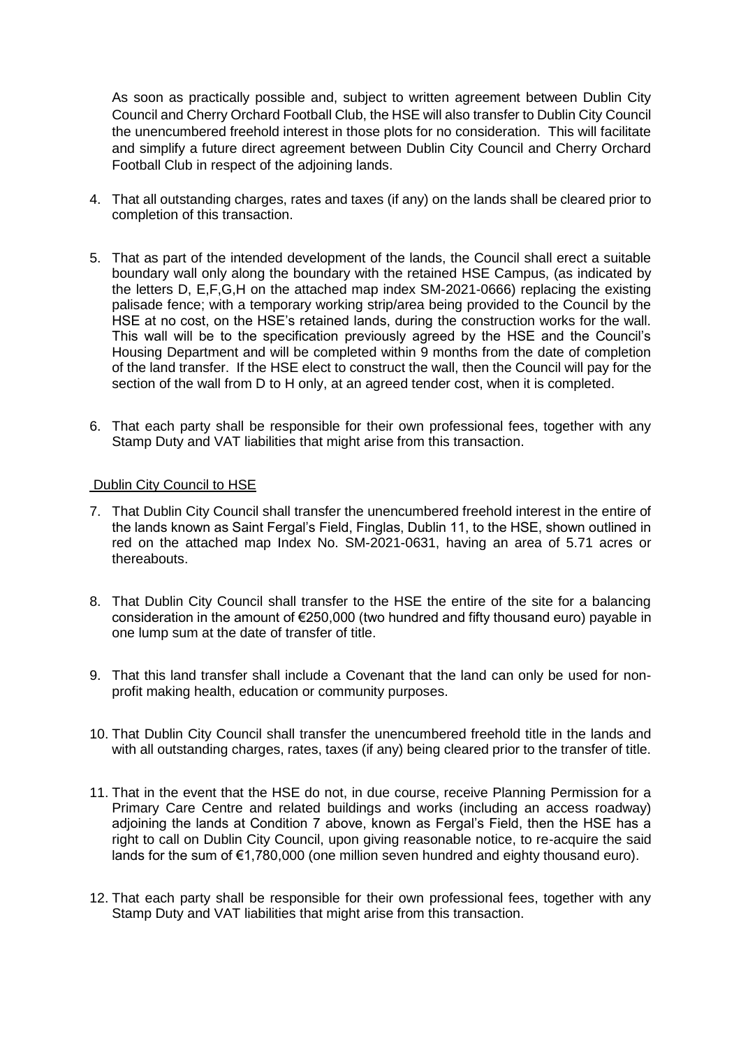As soon as practically possible and, subject to written agreement between Dublin City Council and Cherry Orchard Football Club, the HSE will also transfer to Dublin City Council the unencumbered freehold interest in those plots for no consideration. This will facilitate and simplify a future direct agreement between Dublin City Council and Cherry Orchard Football Club in respect of the adjoining lands.

4. That all outstanding charges, rates and taxes (if any) on the lands shall be cleared prior to completion of this transaction.

5. That as part of the intended development of the lands, the Council shall erect a suitable boundary wall only along the boundary with the retained HSE Campus, (as indicated by the letters D, E,F,G,H on the attached map index SM-2021-0666) replacing the existing palisade fence; with a temporary working strip/area being provided to the Council by the HSE at no cost, on the HSE's retained lands, during the construction works for the wall. This wall will be to the specification previously agreed by the HSE and the Council's Housing Department and will be completed within 9 months from the date of completion of the land transfer. If the HSE elect to construct the wall, then the Council will pay for the section of the wall from D to H only, at an agreed tender cost, when it is completed.

6. That each party shall be responsible for their own professional fees, together with any Stamp Duty and VAT liabilities that might arise from this transaction.

<u>Dublin City Council to HSE</u>

7. That Dublin City Council shall transfer the unencumbered freehold interest in the entire of the lands known as Saint Fergal's Field, Finglas, Dublin 11, to the HSE, shown outlined in red on the attached map Index No. SM-2021-0631, having an area of 5.71 acres or thereabouts.

8. That Dublin City Council shall transfer to the HSE the entire of the site for a balancing consideration in the amount of €250,000 (two hundred and fifty thousand euro) payable in one lump sum at the date of transfer of title.

9. That this land transfer shall include a Covenant that the land can only be used for non-profit making health, education or community purposes.

10. That Dublin City Council shall transfer the unencumbered freehold title in the lands and with all outstanding charges, rates, taxes (if any) being cleared prior to the transfer of title.

11. That in the event that the HSE do not, in due course, receive Planning Permission for a Primary Care Centre and related buildings and works (including an access roadway) adjoining the lands at Condition 7 above, known as Fergal's Field, then the HSE has a right to call on Dublin City Council, upon giving reasonable notice, to re-acquire the said lands for the sum of €1,780,000 (one million seven hundred and eighty thousand euro).

12. That each party shall be responsible for their own professional fees, together with any Stamp Duty and VAT liabilities that might arise from this transaction.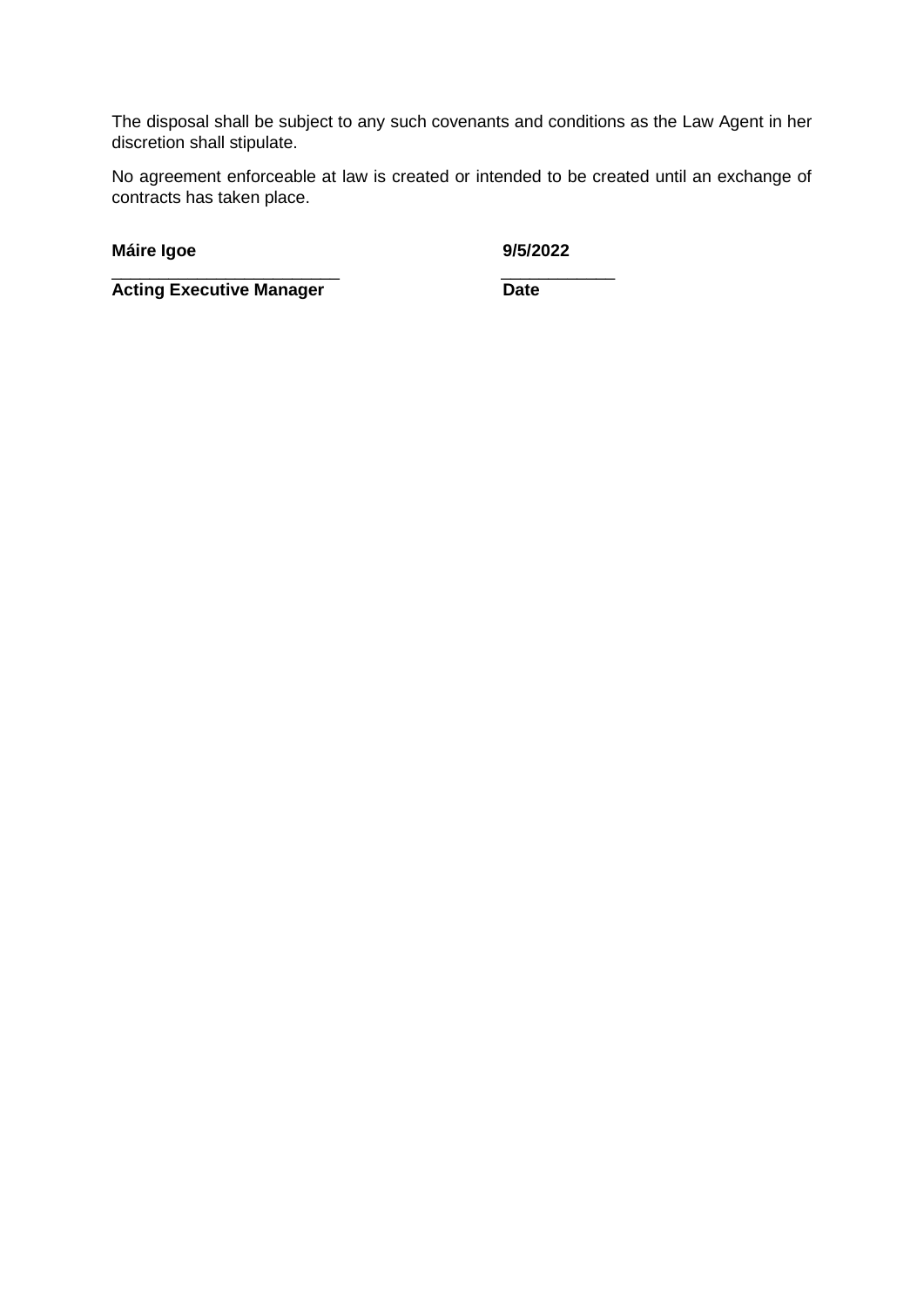The disposal shall be subject to any such covenants and conditions as the Law Agent in her discretion shall stipulate.

No agreement enforceable at law is created or intended to be created until an exchange of contracts has taken place.

| | |
|---|---|
| **Máire Igoe** | **9/5/2022** |
| **Acting Executive Manager** | **Date** |